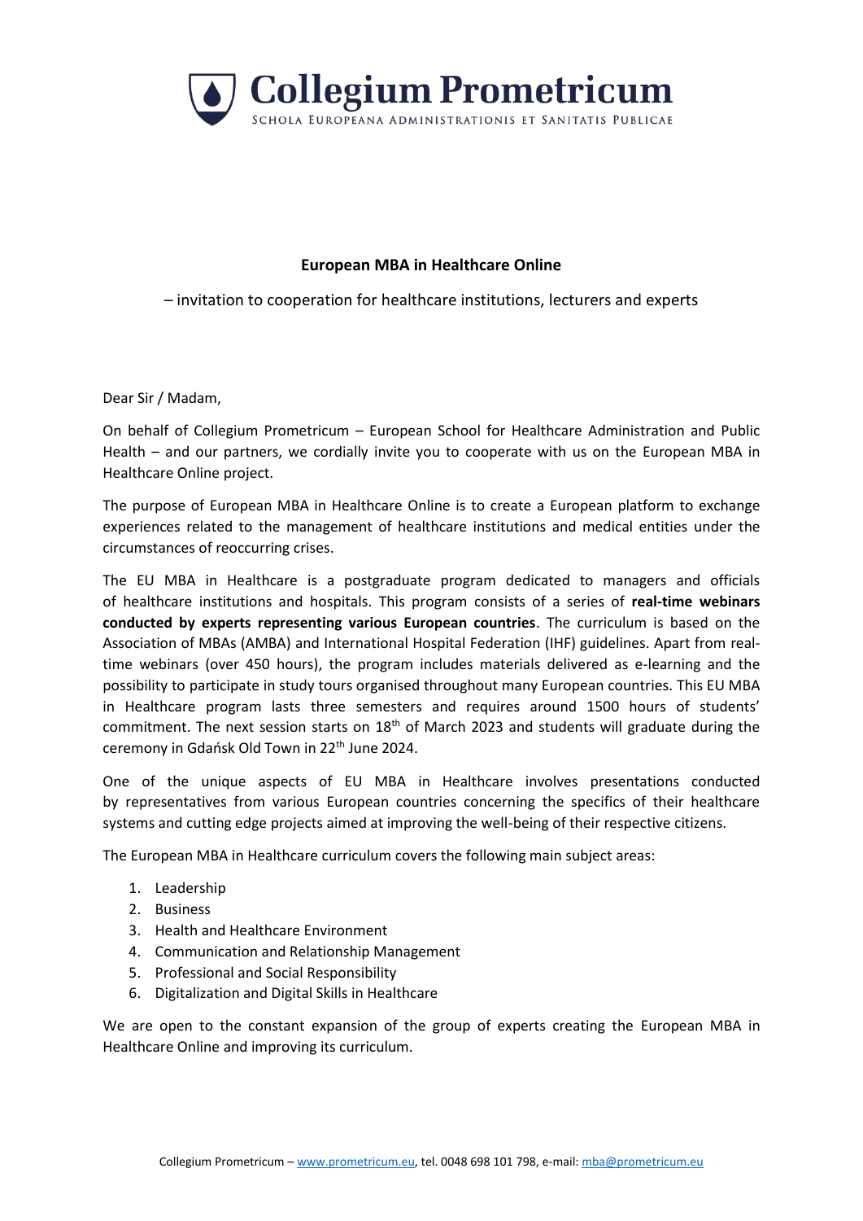Collegium Prometricum

Schola Europeana Administrationis et Sanitatis Publicae

**European MBA in Healthcare Online**

– invitation to cooperation for healthcare institutions, lecturers and experts

Dear Sir / Madam,

On behalf of Collegium Prometricum – European School for Healthcare Administration and Public Health – and our partners, we cordially invite you to cooperate with us on the European MBA in Healthcare Online project.

The purpose of European MBA in Healthcare Online is to create a European platform to exchange experiences related to the management of healthcare institutions and medical entities under the circumstances of reoccurring crises.

The EU MBA in Healthcare is a postgraduate program dedicated to managers and officials of healthcare institutions and hospitals. This program consists of a series of **real-time webinars conducted by experts representing various European countries**. The curriculum is based on the Association of MBAs (AMBA) and International Hospital Federation (IHF) guidelines. Apart from real-time webinars (over 450 hours), the program includes materials delivered as e-learning and the possibility to participate in study tours organised throughout many European countries. This EU MBA in Healthcare program lasts three semesters and requires around 1500 hours of students' commitment. The next session starts on 18th of March 2023 and students will graduate during the ceremony in Gdańsk Old Town in 22th June 2024.

One of the unique aspects of EU MBA in Healthcare involves presentations conducted by representatives from various European countries concerning the specifics of their healthcare systems and cutting edge projects aimed at improving the well-being of their respective citizens.

The European MBA in Healthcare curriculum covers the following main subject areas:

1. Leadership
2. Business
3. Health and Healthcare Environment
4. Communication and Relationship Management
5. Professional and Social Responsibility
6. Digitalization and Digital Skills in Healthcare

We are open to the constant expansion of the group of experts creating the European MBA in Healthcare Online and improving its curriculum.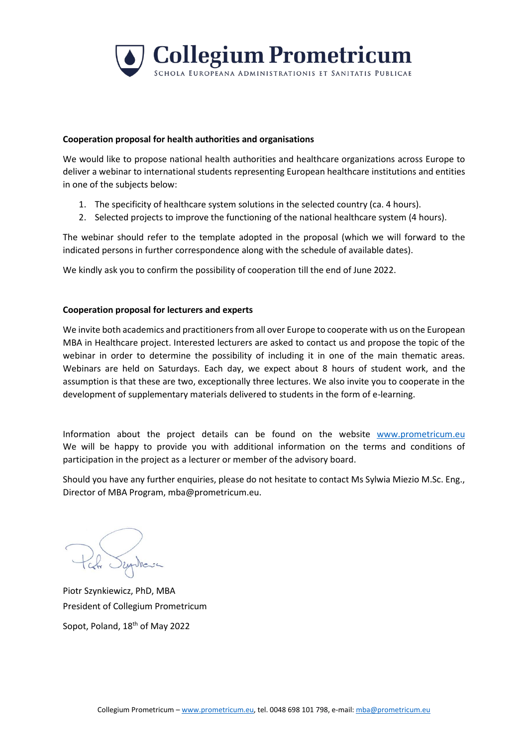# Collegium Prometricum

SCHOLA EUROPEANA ADMINISTRATIONIS ET SANITATIS PUBLICAE

**Cooperation proposal for health authorities and organisations**

We would like to propose national health authorities and healthcare organizations across Europe to deliver a webinar to international students representing European healthcare institutions and entities in one of the subjects below:

1. The specificity of healthcare system solutions in the selected country (ca. 4 hours).
2. Selected projects to improve the functioning of the national healthcare system (4 hours).

The webinar should refer to the template adopted in the proposal (which we will forward to the indicated persons in further correspondence along with the schedule of available dates).

We kindly ask you to confirm the possibility of cooperation till the end of June 2022.

**Cooperation proposal for lecturers and experts**

We invite both academics and practitioners from all over Europe to cooperate with us on the European MBA in Healthcare project. Interested lecturers are asked to contact us and propose the topic of the webinar in order to determine the possibility of including it in one of the main thematic areas. Webinars are held on Saturdays. Each day, we expect about 8 hours of student work, and the assumption is that these are two, exceptionally three lectures. We also invite you to cooperate in the development of supplementary materials delivered to students in the form of e-learning.

Information about the project details can be found on the website www.prometricum.eu
We will be happy to provide you with additional information on the terms and conditions of participation in the project as a lecturer or member of the advisory board.

Should you have any further enquiries, please do not hesitate to contact Ms Sylwia Miezio M.Sc. Eng., Director of MBA Program, mba@prometricum.eu.

Piotr Szynkiewicz, PhD, MBA
President of Collegium Prometricum

Sopot, Poland, 18th of May 2022

Collegium Prometricum – www.prometricum.eu, tel. 0048 698 101 798, e-mail: mba@prometricum.eu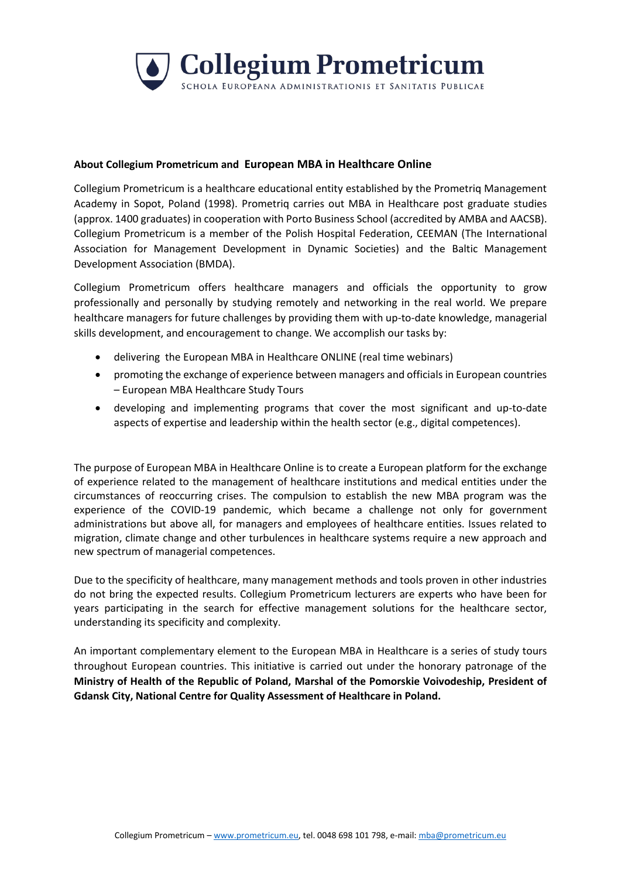**Collegium Prometricum**

SCHOLA EUROPEANA ADMINISTRATIONIS ET SANITATIS PUBLICAE

**About Collegium Prometricum and European MBA in Healthcare Online**

Collegium Prometricum is a healthcare educational entity established by the Prometriq Management Academy in Sopot, Poland (1998). Prometriq carries out MBA in Healthcare post graduate studies (approx. 1400 graduates) in cooperation with Porto Business School (accredited by AMBA and AACSB). Collegium Prometricum is a member of the Polish Hospital Federation, CEEMAN (The International Association for Management Development in Dynamic Societies) and the Baltic Management Development Association (BMDA).

Collegium Prometricum offers healthcare managers and officials the opportunity to grow professionally and personally by studying remotely and networking in the real world. We prepare healthcare managers for future challenges by providing them with up-to-date knowledge, managerial skills development, and encouragement to change. We accomplish our tasks by:

- delivering the European MBA in Healthcare ONLINE (real time webinars)
- promoting the exchange of experience between managers and officials in European countries – European MBA Healthcare Study Tours
- developing and implementing programs that cover the most significant and up-to-date aspects of expertise and leadership within the health sector (e.g., digital competences).

The purpose of European MBA in Healthcare Online is to create a European platform for the exchange of experience related to the management of healthcare institutions and medical entities under the circumstances of reoccurring crises. The compulsion to establish the new MBA program was the experience of the COVID-19 pandemic, which became a challenge not only for government administrations but above all, for managers and employees of healthcare entities. Issues related to migration, climate change and other turbulences in healthcare systems require a new approach and new spectrum of managerial competences.

Due to the specificity of healthcare, many management methods and tools proven in other industries do not bring the expected results. Collegium Prometricum lecturers are experts who have been for years participating in the search for effective management solutions for the healthcare sector, understanding its specificity and complexity.

An important complementary element to the European MBA in Healthcare is a series of study tours throughout European countries. This initiative is carried out under the honorary patronage of the **Ministry of Health of the Republic of Poland, Marshal of the Pomorskie Voivodeship, President of Gdansk City, National Centre for Quality Assessment of Healthcare in Poland.**

Collegium Prometricum – www.prometricum.eu, tel. 0048 698 101 798, e-mail: mba@prometricum.eu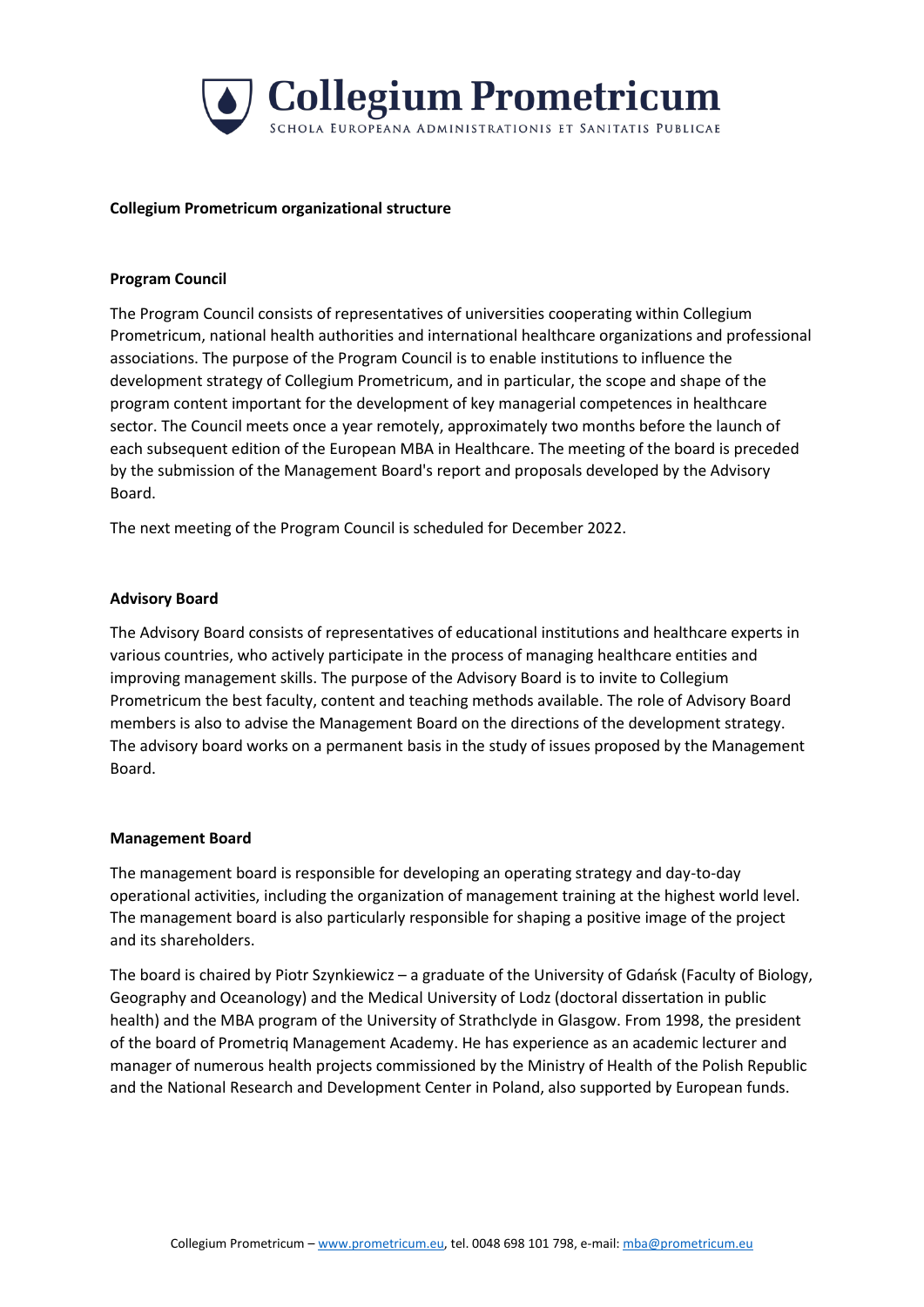**Collegium Prometricum organizational structure**

**Program Council**

The Program Council consists of representatives of universities cooperating within Collegium Prometricum, national health authorities and international healthcare organizations and professional associations. The purpose of the Program Council is to enable institutions to influence the development strategy of Collegium Prometricum, and in particular, the scope and shape of the program content important for the development of key managerial competences in healthcare sector. The Council meets once a year remotely, approximately two months before the launch of each subsequent edition of the European MBA in Healthcare. The meeting of the board is preceded by the submission of the Management Board's report and proposals developed by the Advisory Board.

The next meeting of the Program Council is scheduled for December 2022.

**Advisory Board**

The Advisory Board consists of representatives of educational institutions and healthcare experts in various countries, who actively participate in the process of managing healthcare entities and improving management skills. The purpose of the Advisory Board is to invite to Collegium Prometricum the best faculty, content and teaching methods available. The role of Advisory Board members is also to advise the Management Board on the directions of the development strategy. The advisory board works on a permanent basis in the study of issues proposed by the Management Board.

**Management Board**

The management board is responsible for developing an operating strategy and day-to-day operational activities, including the organization of management training at the highest world level. The management board is also particularly responsible for shaping a positive image of the project and its shareholders.

The board is chaired by Piotr Szynkiewicz – a graduate of the University of Gdańsk (Faculty of Biology, Geography and Oceanology) and the Medical University of Lodz (doctoral dissertation in public health) and the MBA program of the University of Strathclyde in Glasgow. From 1998, the president of the board of Prometriq Management Academy. He has experience as an academic lecturer and manager of numerous health projects commissioned by the Ministry of Health of the Polish Republic and the National Research and Development Center in Poland, also supported by European funds.